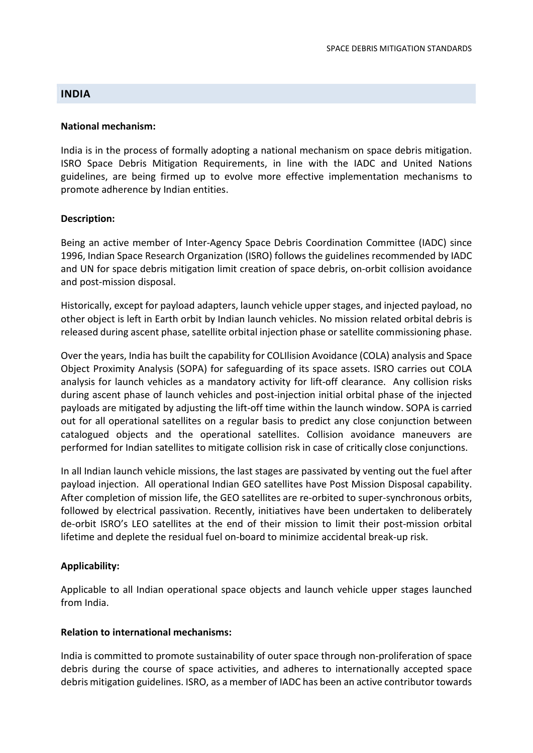## INDIA

**National mechanism:**

India is in the process of formally adopting a national mechanism on space debris mitigation. ISRO Space Debris Mitigation Requirements, in line with the IADC and United Nations guidelines, are being firmed up to evolve more effective implementation mechanisms to promote adherence by Indian entities.

**Description:**

Being an active member of Inter-Agency Space Debris Coordination Committee (IADC) since 1996, Indian Space Research Organization (ISRO) follows the guidelines recommended by IADC and UN for space debris mitigation limit creation of space debris, on-orbit collision avoidance and post-mission disposal.

Historically, except for payload adapters, launch vehicle upper stages, and injected payload, no other object is left in Earth orbit by Indian launch vehicles. No mission related orbital debris is released during ascent phase, satellite orbital injection phase or satellite commissioning phase.

Over the years, India has built the capability for COLIlision Avoidance (COLA) analysis and Space Object Proximity Analysis (SOPA) for safeguarding of its space assets. ISRO carries out COLA analysis for launch vehicles as a mandatory activity for lift-off clearance. Any collision risks during ascent phase of launch vehicles and post-injection initial orbital phase of the injected payloads are mitigated by adjusting the lift-off time within the launch window. SOPA is carried out for all operational satellites on a regular basis to predict any close conjunction between catalogued objects and the operational satellites. Collision avoidance maneuvers are performed for Indian satellites to mitigate collision risk in case of critically close conjunctions.

In all Indian launch vehicle missions, the last stages are passivated by venting out the fuel after payload injection. All operational Indian GEO satellites have Post Mission Disposal capability. After completion of mission life, the GEO satellites are re-orbited to super-synchronous orbits, followed by electrical passivation. Recently, initiatives have been undertaken to deliberately de-orbit ISRO's LEO satellites at the end of their mission to limit their post-mission orbital lifetime and deplete the residual fuel on-board to minimize accidental break-up risk.

**Applicability:**

Applicable to all Indian operational space objects and launch vehicle upper stages launched from India.

**Relation to international mechanisms:**

India is committed to promote sustainability of outer space through non-proliferation of space debris during the course of space activities, and adheres to internationally accepted space debris mitigation guidelines. ISRO, as a member of IADC has been an active contributor towards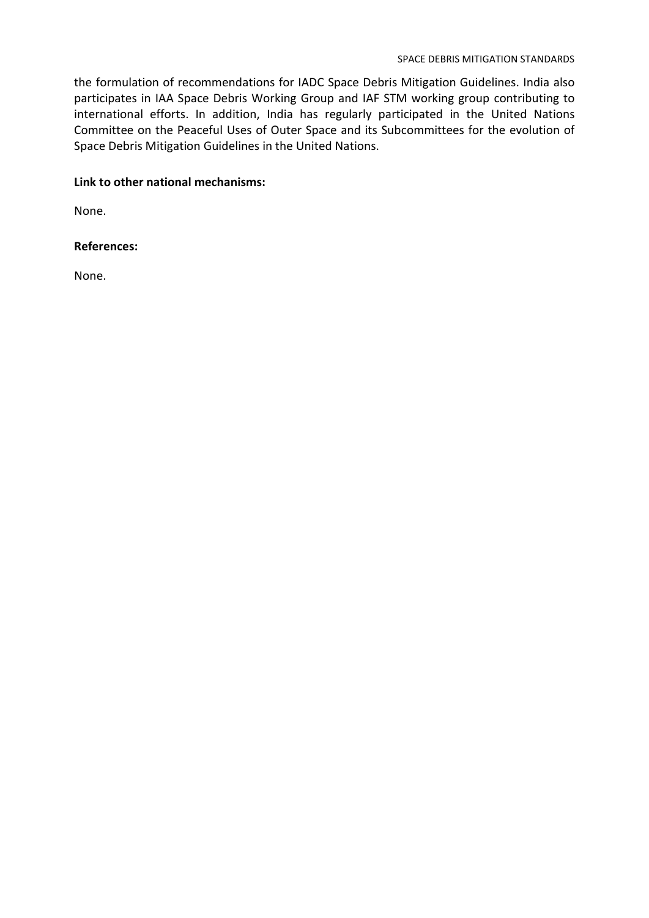the formulation of recommendations for IADC Space Debris Mitigation Guidelines. India also participates in IAA Space Debris Working Group and IAF STM working group contributing to international efforts. In addition, India has regularly participated in the United Nations Committee on the Peaceful Uses of Outer Space and its Subcommittees for the evolution of Space Debris Mitigation Guidelines in the United Nations.

**Link to other national mechanisms:**

None.

**References:**

None.